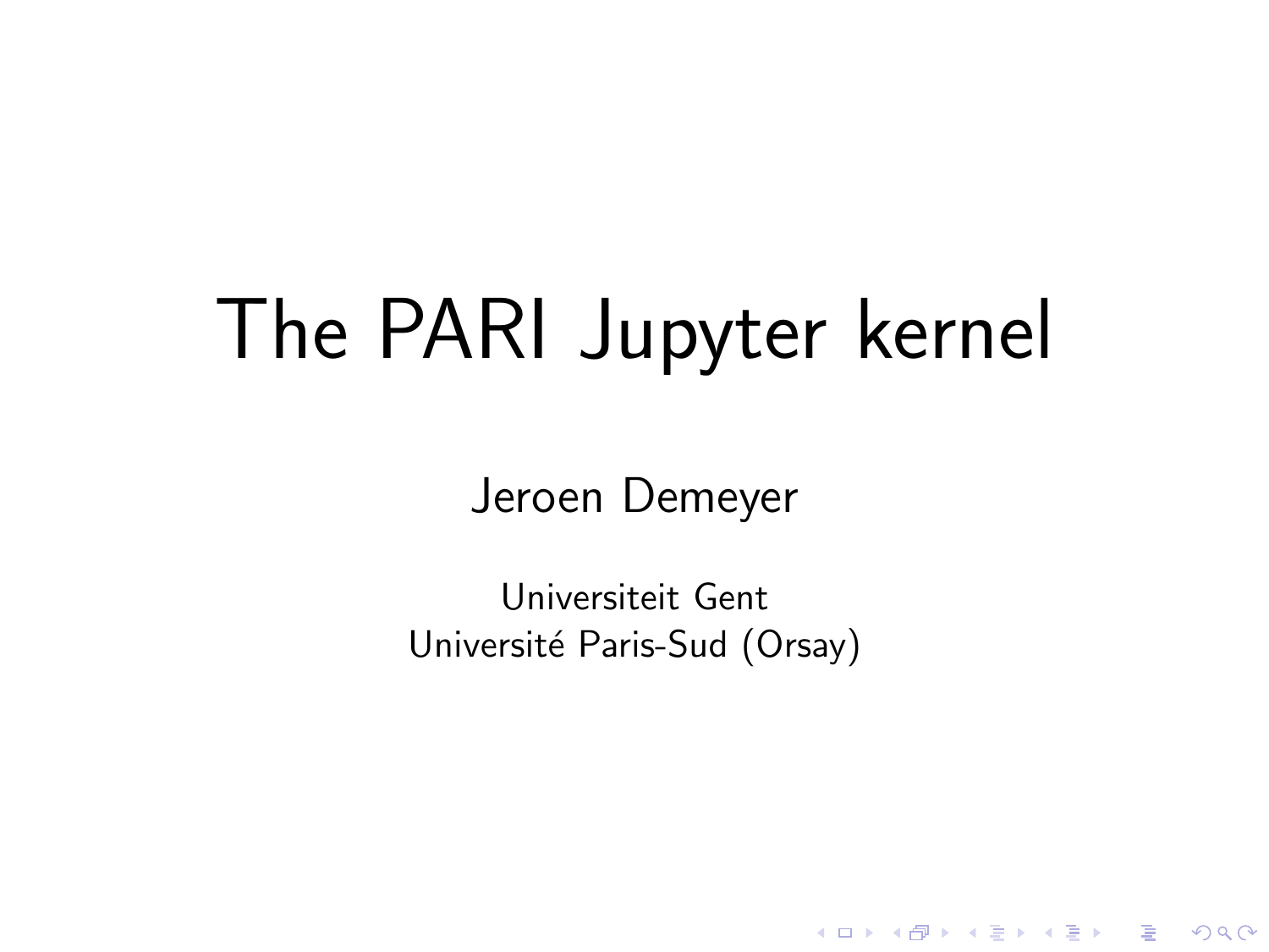# The PARI Jupyter kernel

Jeroen Demeyer

Universiteit Gent
Université Paris-Sud (Orsay)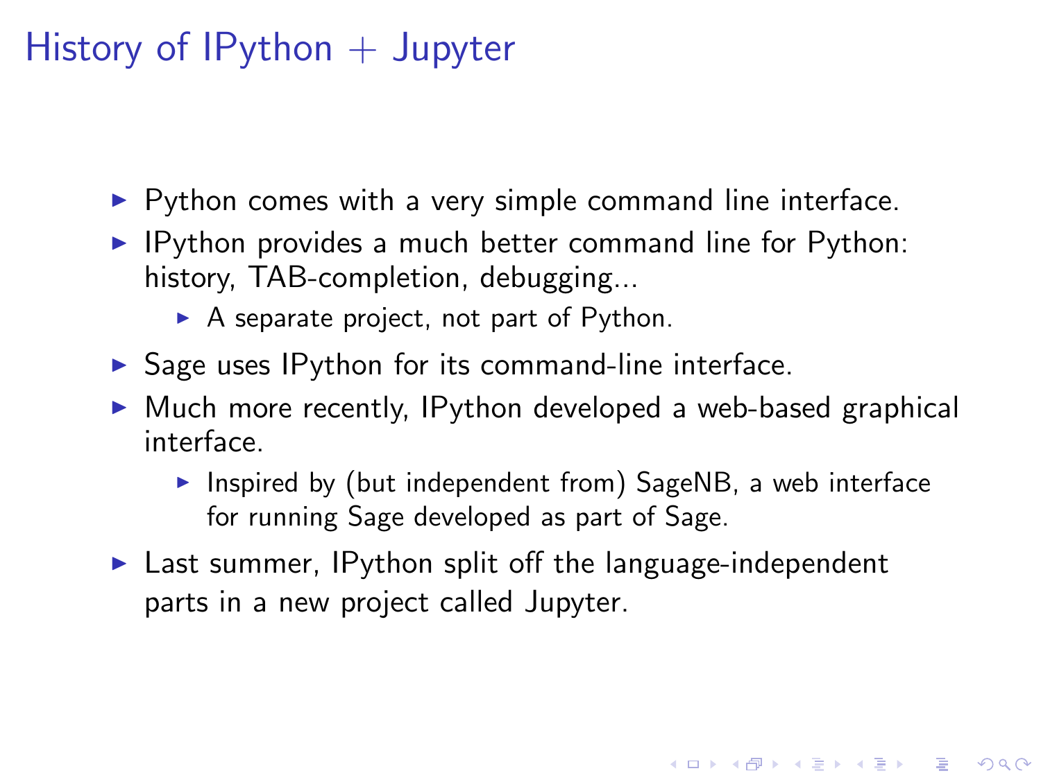# History of IPython + Jupyter

- Python comes with a very simple command line interface.
- IPython provides a much better command line for Python: history, TAB-completion, debugging...
  - A separate project, not part of Python.
- Sage uses IPython for its command-line interface.
- Much more recently, IPython developed a web-based graphical interface.
  - Inspired by (but independent from) SageNB, a web interface for running Sage developed as part of Sage.
- Last summer, IPython split off the language-independent parts in a new project called Jupyter.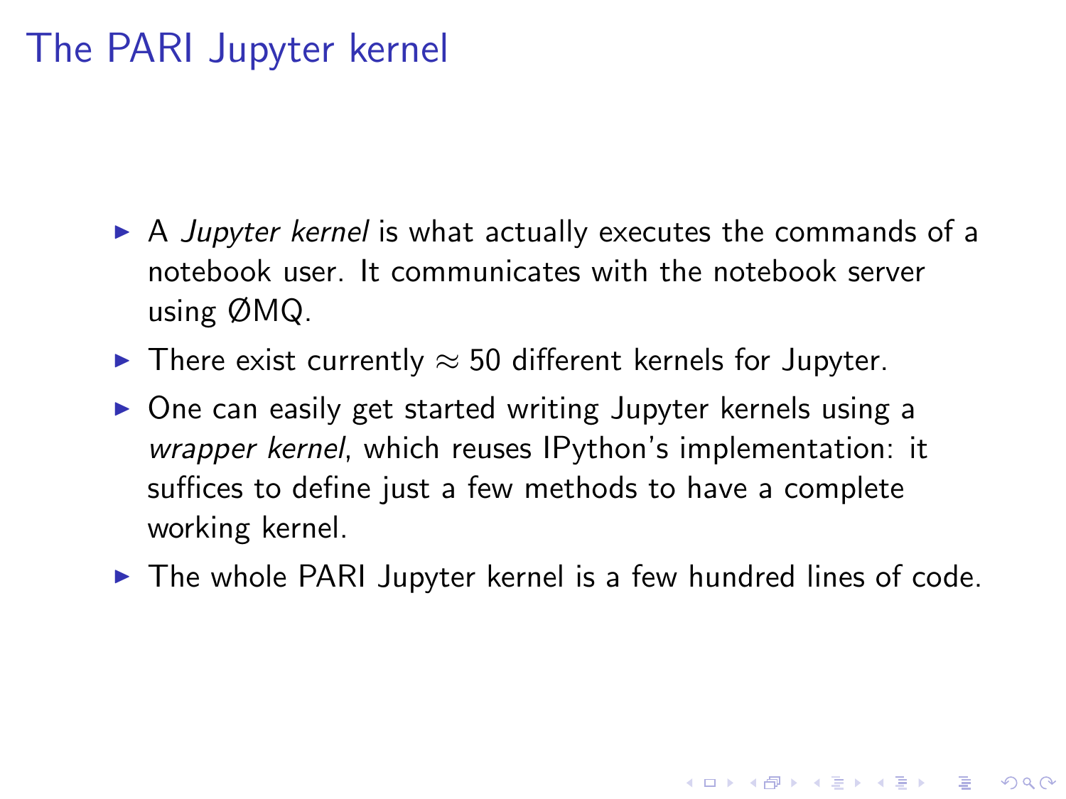# The PARI Jupyter kernel

- A *Jupyter kernel* is what actually executes the commands of a notebook user. It communicates with the notebook server using ØMQ.
- There exist currently $\approx 50$ different kernels for Jupyter.
- One can easily get started writing Jupyter kernels using a *wrapper kernel*, which reuses IPython's implementation: it suffices to define just a few methods to have a complete working kernel.
- The whole PARI Jupyter kernel is a few hundred lines of code.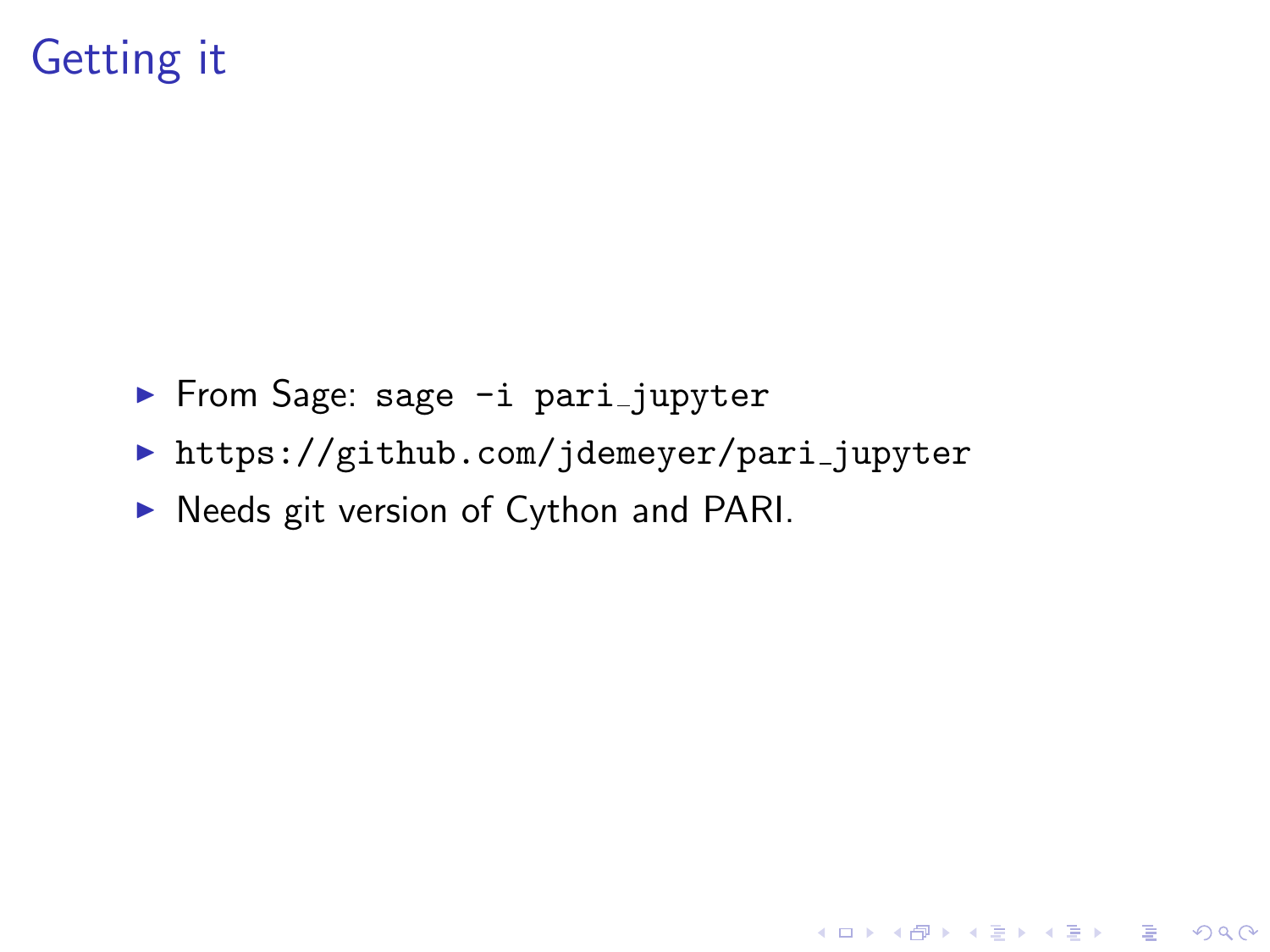# Getting it

- From Sage: `sage -i pari_jupyter`
- `https://github.com/jdemeyer/pari_jupyter`
- Needs git version of Cython and PARI.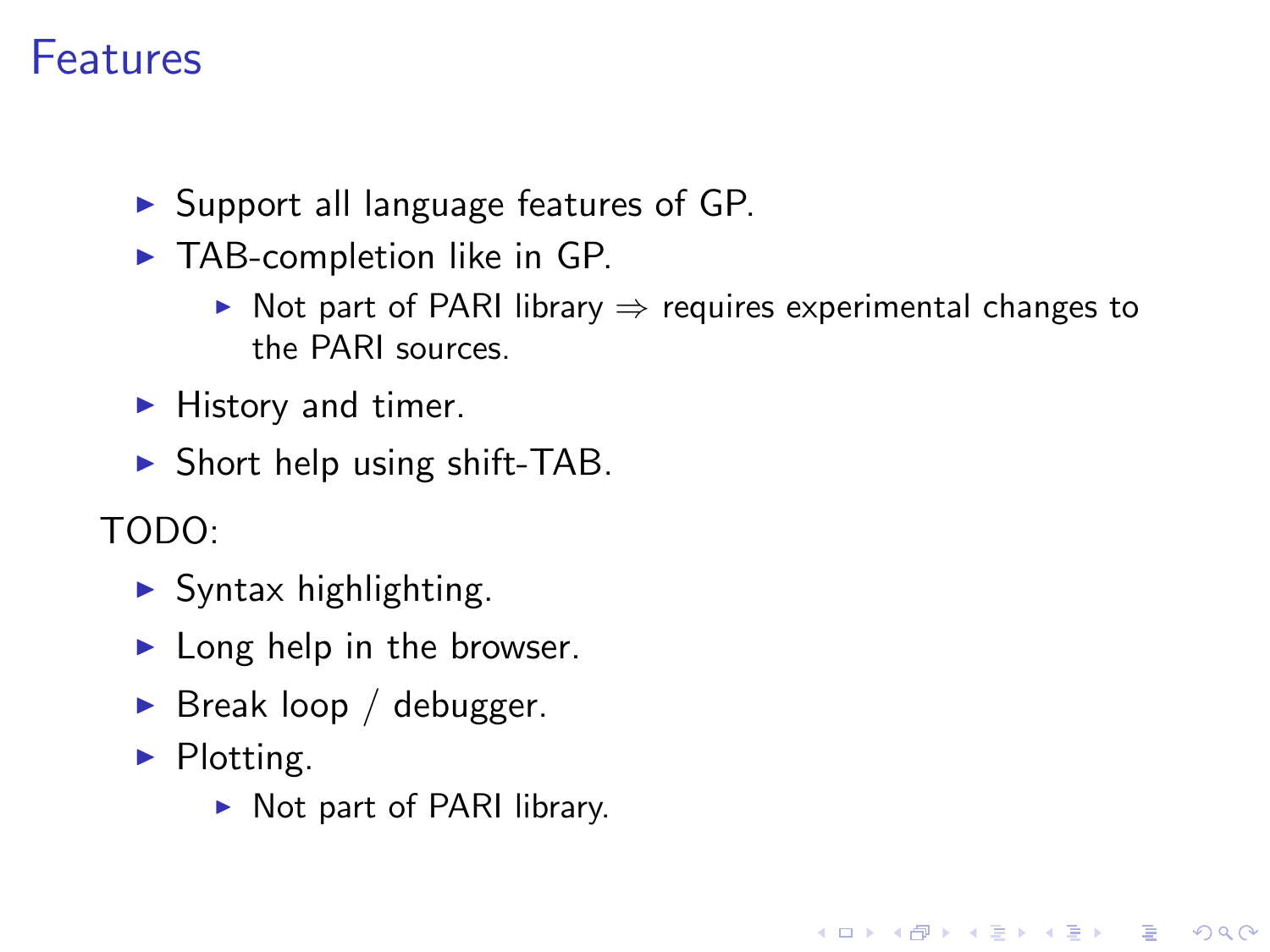# Features

- Support all language features of GP.
- TAB-completion like in GP.
  - Not part of PARI library $\Rightarrow$ requires experimental changes to the PARI sources.
- History and timer.
- Short help using shift-TAB.

TODO:

- Syntax highlighting.
- Long help in the browser.
- Break loop / debugger.
- Plotting.
  - Not part of PARI library.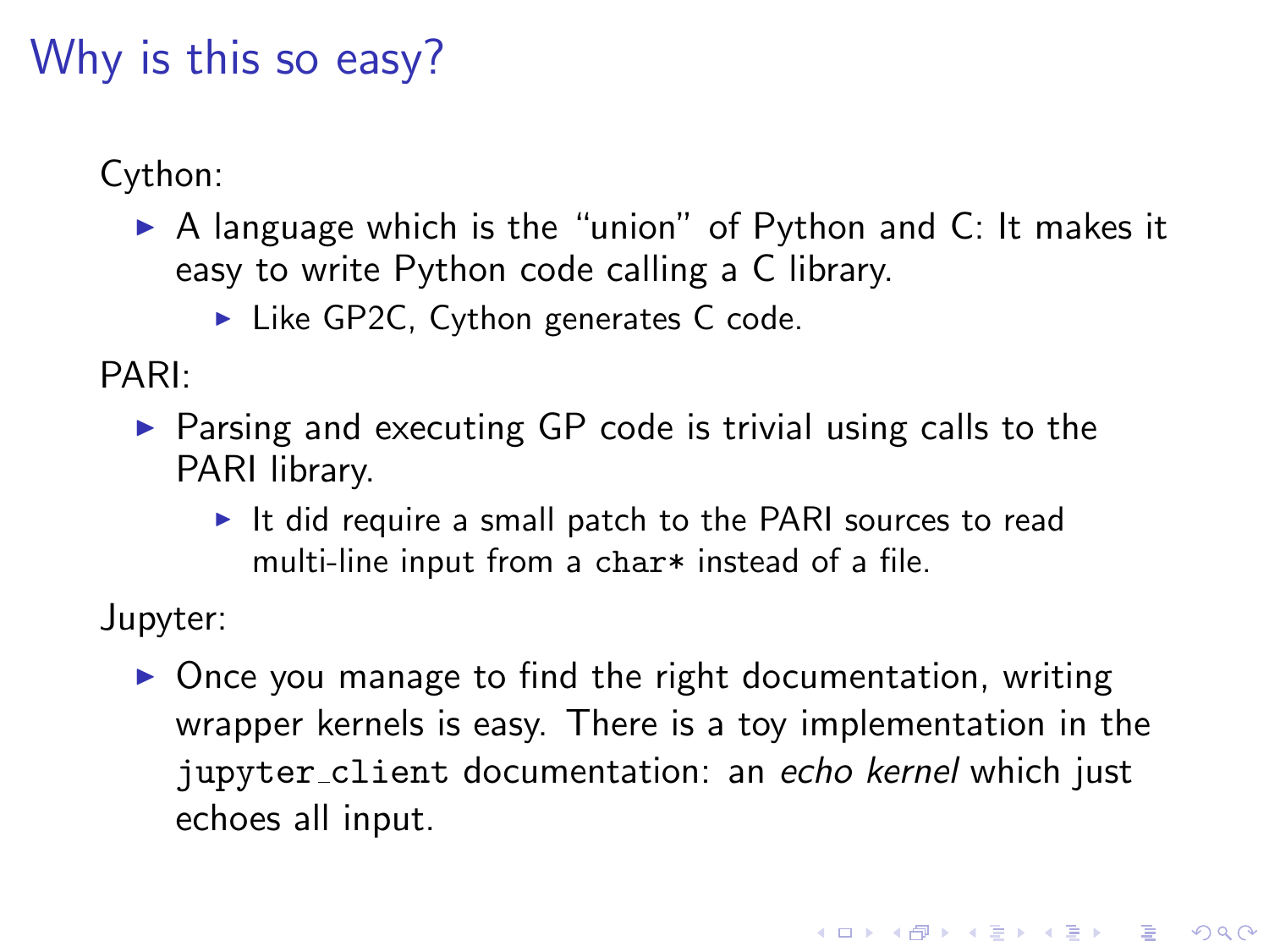# Why is this so easy?

Cython:

- A language which is the "union" of Python and C: It makes it easy to write Python code calling a C library.
  - Like GP2C, Cython generates C code.

PARI:

- Parsing and executing GP code is trivial using calls to the PARI library.
  - It did require a small patch to the PARI sources to read multi-line input from a `char*` instead of a file.

Jupyter:

- Once you manage to find the right documentation, writing wrapper kernels is easy. There is a toy implementation in the `jupyter_client` documentation: an *echo kernel* which just echoes all input.